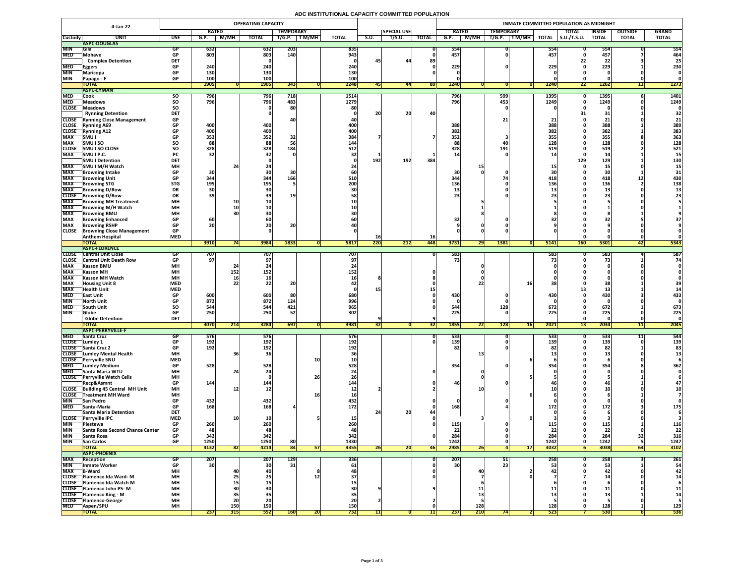# ADC INSTITUTIONAL CAPACITY COMMITTED POPULATION

| 4-Jan-22 | | | OPERATING CAPACITY | | | | | | | | | INMATE COMMITTED POPULATION AS MIDNIGHT | | | | | | | | |
|---|---|---|---|---|---|---|---|---|---|---|---|---|---|---|---|---|---|---|---|---|
| | | | RATED | | | TEMPORARY | | | | SPECIAL USE | | RATED | | TEMPORARY | | | TOTAL | INSIDE | OUTSIDE | GRAND |
| Custody | UNIT | USE | G.P. | M/MH | TOTAL | T/G.P. | T M/MH | TOTAL | S.U. | T/S.U. | TOTAL | G.P. | M/MH | T/G.P. | T M/MH | TOTAL | S.U./T.S.U. | TOTAL | TOTAL | TOTAL |
| | **ASPC-DOUGLAS** | | | | | | | | | | | | | | | | | | | |
| MIN | Gila | GP | 632 | | 632 | 203 | | 835 | | | 0 | 554 | | 0 | | 554 | 0 | 554 | 0 | 554 |
| MED | Mohave | GP | 803 | | 803 | 140 | | 943 | | | 0 | 457 | | 0 | | 457 | 0 | 457 | 7 | 464 |
| | Complex Detention | DET | | | 0 | | | 0 | 45 | 44 | 89 | | | | | | 22 | 22 | 3 | 25 |
| MED | Eggers | GP | 240 | | 240 | | | 240 | | | 0 | 229 | | 0 | | 229 | 0 | 229 | 1 | 230 |
| MIN | Maricopa | GP | 130 | | 130 | | | 130 | | | 0 | 0 | | | | 0 | 0 | 0 | 0 | 0 |
| MIN | Papago - F | GP | 100 | | 100 | | | 100 | | | | 0 | | | | 0 | 0 | 0 | 0 | 0 |
| | **TOTAL** | | 1905 | 0 | 1905 | 343 | 0 | 2248 | 45 | 44 | 89 | 1240 | 0 | 0 | 0 | 1240 | 22 | 1262 | 11 | 1273 |
| | **ASPC-EYMAN** | | | | | | | | | | | | | | | | | | | |
| MED | Cook | SO | 796 | | 796 | 718 | | 1514 | | | | 796 | | 599 | | 1395 | 0 | 1395 | 6 | 1401 |
| MED | Meadows | SO | 796 | | 796 | 483 | | 1279 | | | | 796 | | 453 | | 1249 | 0 | 1249 | 0 | 1249 |
| CLOSE | Meadows | SO | | | 0 | 80 | | 80 | | | | | | 0 | | 0 | 0 | 0 | 0 | 0 |
| | Rynning Detention | DET | | | 0 | | | 0 | 20 | 20 | 40 | | | | | | 31 | 31 | 1 | 32 |
| CLOSE | Rynning Close Management | GP | | | | 40 | | 40 | | | | | | 21 | | 21 | 0 | 21 | 0 | 21 |
| CLOSE | Rynning A69 | GP | 400 | | 400 | | | 400 | | | | 388 | | | | 388 | 0 | 388 | 1 | 389 |
| CLOSE | Rynning A12 | GP | 400 | | 400 | | | 400 | | | | 382 | | | | 382 | 0 | 382 | 1 | 383 |
| MAX | SMU I | GP | 352 | | 352 | 32 | | 384 | 7 | | 7 | 352 | | 3 | | 355 | 0 | 355 | 8 | 363 |
| MAX | SMU I SO | SO | 88 | | 88 | 56 | | 144 | | | | 88 | | 40 | | 128 | 0 | 128 | 0 | 128 |
| CLOSE | SMU I SO CLOSE | SO | 328 | | 328 | 184 | | 512 | | | | 328 | | 191 | | 519 | 0 | 519 | 2 | 521 |
| MAX | SMU I P.C. | PC | 32 | | 32 | 0 | | 32 | 1 | | 1 | 14 | | 0 | | 14 | 0 | 14 | 1 | 15 |
| | SMU I Detention | DET | | | 0 | | | 0 | 192 | 192 | 384 | | | | | | 129 | 129 | 1 | 130 |
| MAX | SMU I M/H Watch | MH | | 24 | 24 | | | 24 | | | | | 15 | | | 15 | 0 | 15 | 0 | 15 |
| MAX | Browning Intake | GP | 30 | | 30 | 30 | | 60 | | | | 30 | 0 | 0 | | 30 | 0 | 30 | 1 | 31 |
| MAX | Browning Unit | GP | 344 | | 344 | 166 | | 510 | | | | 344 | | 74 | | 418 | 0 | 418 | 12 | 430 |
| MAX | Browning STG | STG | 195 | | 195 | 5 | | 200 | | | | 136 | | 0 | | 136 | 0 | 136 | 2 | 138 |
| MAX | Browning D/Row | DR | 30 | | 30 | | | 30 | | | | 13 | | 0 | | 13 | 0 | 13 | 0 | 13 |
| CLOSE | Browning D/Row | DR | 39 | | 39 | 19 | | 58 | | | | 23 | | 0 | | 23 | 0 | 23 | 0 | 23 |
| MAX | Browning MH Treatment | MH | | 10 | 10 | | | 10 | | | | | 5 | | | 5 | 0 | 5 | 0 | 5 |
| MAX | Browning M/H Watch | MH | | 10 | 10 | | | 10 | | | | | 1 | | | 1 | 0 | 1 | 0 | 1 |
| MAX | Browning BMU | MH | | 30 | 30 | | | 30 | | | | | 8 | | | 8 | 0 | 8 | 1 | 9 |
| MAX | Browning Enhanced | GP | 60 | | 60 | | | 60 | | | | 32 | | 0 | | 32 | 0 | 32 | 5 | 37 |
| MAX | Browning RSHP | GP | 20 | | 20 | 20 | | 40 | | | | 9 | 0 | 0 | | 9 | 0 | 9 | 0 | 9 |
| CLOSE | Browning Close Management | GP | | | 0 | | | 0 | | | | 0 | 0 | 0 | | 0 | 0 | 0 | 0 | 0 |
| | Anthem Hospital | MED | | | | | | | 16 | | 16 | | | | | | 0 | 0 | 0 | 0 |
| | **TOTAL** | | 3910 | 74 | 3984 | 1833 | 0 | 5817 | 220 | 212 | 448 | 3731 | 29 | 1381 | 0 | 5141 | 160 | 5301 | 42 | 5343 |
| | **ASPC-FLORENCE** | | | | | | | | | | | | | | | | | | | |
| CLOSE | Central Unit Close | GP | 707 | | 707 | | | 707 | | | 0 | 583 | | | | 583 | 0 | 583 | 4 | 587 |
| CLOSE | Central Unit Death Row | GP | 97 | | 97 | | | 97 | | | | 73 | | | | 73 | 0 | 73 | 1 | 74 |
| MAX | Kasson BMU | MH | | 24 | 24 | | | 24 | | | | | 0 | | | 0 | 0 | 0 | 0 | 0 |
| MAX | Kasson MH | MH | | 152 | 152 | | | 152 | | | 0 | | 0 | | | 0 | 0 | 0 | 0 | 0 |
| MAX | Kasson MH Watch | MH | | 16 | 16 | | | 16 | 8 | | 8 | | 0 | | | 0 | 0 | 0 | 0 | 0 |
| MAX | Housing Unit 8 | MED | | 22 | 22 | 20 | | 42 | | | 0 | | 22 | | 16 | 38 | 0 | 38 | 1 | 39 |
| MAX | Health Unit | MED | | | 0 | | | 0 | 15 | | 15 | | | | | | 13 | 13 | 1 | 14 |
| MED | East Unit | GP | 600 | | 600 | 80 | | 680 | | | 0 | 430 | | 0 | | 430 | 0 | 430 | 3 | 433 |
| MIN | North Unit | GP | 872 | | 872 | 124 | | 996 | | | 0 | 0 | | 0 | | 0 | 0 | 0 | 0 | 0 |
| MED | South Unit | SO | 544 | | 544 | 421 | | 965 | | | 0 | 544 | | 128 | | 672 | 0 | 672 | 1 | 673 |
| MIN | Globe | GP | 250 | | 250 | 52 | | 302 | | | | 225 | | 0 | | 225 | 0 | 225 | 0 | 225 |
| | Globe Detention | DET | | | | | | | 9 | | 9 | | | | | | 0 | 0 | 0 | 0 |
| | **TOTAL** | | 3070 | 214 | 3284 | 697 | 0 | 3981 | 32 | 0 | 32 | 1855 | 22 | 128 | 16 | 2021 | 13 | 2034 | 11 | 2045 |
| | **ASPC-PERRYVILLE-F** | | | | | | | | | | | | | | | | | | | |
| MED | Santa Cruz | GP | 576 | | 576 | | | 576 | | | 0 | 533 | | 0 | | 533 | 0 | 533 | 11 | 544 |
| CLOSE | Lumley 1 | GP | 192 | | 192 | | | 192 | | | 0 | 139 | | 0 | | 139 | 0 | 139 | 0 | 139 |
| CLOSE | Santa Cruz 2 | GP | 192 | | 192 | | | 192 | | | | 82 | | 0 | | 82 | 0 | 82 | 1 | 83 |
| CLOSE | Lumley Mental Health | MH | | 36 | 36 | | | 36 | | | | | 13 | | | 13 | 0 | 13 | 0 | 13 |
| CLOSE | Perryville SNU | MED | | | | | 10 | 10 | | | | | | | 6 | 6 | 0 | 6 | 0 | 6 |
| MED | Lumley Medium | GP | 528 | | 528 | | | 528 | | | | 354 | | 0 | | 354 | 0 | 354 | 8 | 362 |
| MED | Santa Maria WTU | MH | | 24 | 24 | | | 24 | | | 0 | | 0 | | | 0 | 0 | 0 | 0 | 0 |
| CLOSE | Perryville Watch Cells | MH | | | 0 | | 26 | 26 | | | | | 0 | | 5 | 5 | 0 | 5 | 1 | 6 |
| | Recp&Asmnt | GP | 144 | | 144 | | | 144 | | | 0 | 46 | | 0 | | 46 | 0 | 46 | 1 | 47 |
| CLOSE | Building 45 Central MH Unit | MH | | 12 | 12 | | | 12 | 2 | | 2 | | 10 | | | 10 | 0 | 10 | 0 | 10 |
| CLOSE | Treatment MH Ward | MH | | | | | 16 | 16 | | | | | | | 6 | 6 | 0 | 6 | 1 | 7 |
| MIN | San Pedro | GP | 432 | | 432 | | | 432 | | | 0 | 0 | | 0 | | 0 | 0 | 0 | 0 | 0 |
| MED | Santa-Maria | GP | 168 | | 168 | 4 | | 172 | | | 0 | 168 | | 4 | | 172 | 0 | 172 | 3 | 175 |
| | Santa Maria Detention | DET | | | | | | | 24 | 20 | 44 | | | | | 0 | 6 | 6 | 0 | 6 |
| CLOSE | Perryville IPC | MED | | 10 | 10 | | 5 | 15 | | | 0 | | 3 | | 0 | 3 | 0 | 3 | 0 | 3 |
| MIN | Piestewa | GP | 260 | | 260 | | | 260 | | | 0 | 115 | | 0 | | 115 | 0 | 115 | 1 | 116 |
| MIN | Santa Rosa Second Chance Center | GP | 48 | | 48 | | | 48 | | | | 22 | | 0 | | 22 | 0 | 22 | 0 | 22 |
| MIN | Santa Rosa | GP | 342 | | 342 | | | 342 | | | 0 | 284 | | 0 | | 284 | 0 | 284 | 32 | 316 |
| MIN | San Carlos | GP | 1250 | | 1250 | 80 | | 1330 | | | | 1242 | | 0 | | 1242 | 0 | 1242 | 5 | 1247 |
| | **TOTAL** | | 4132 | 82 | 4214 | 84 | 57 | 4355 | 26 | 20 | 46 | 2985 | 26 | 4 | 17 | 3032 | 6 | 3038 | 64 | 3102 |
| | **ASPC-PHOENIX** | | | | | | | | | | | | | | | | | | | |
| MAX | Reception | GP | 207 | | 207 | 129 | | 336 | | | 0 | 207 | | 51 | | 258 | 0 | 258 | 3 | 261 |
| MIN | Inmate Worker | GP | 30 | | 30 | 31 | | 61 | | | 0 | 30 | | 23 | | 53 | 0 | 53 | 1 | 54 |
| MAX | B-Ward | MH | | 40 | 40 | | 8 | 48 | | | 0 | | 40 | | 2 | 42 | 0 | 42 | 0 | 42 |
| CLOSE | Flamenco Ida Ward- M | MH | | 25 | 25 | | 12 | 37 | | | 0 | | 7 | | 0 | 7 | 7 | 14 | 0 | 14 |
| CLOSE | Flamenco Ida Watch M | MH | | 15 | 15 | | | 15 | | | | | 6 | | | 6 | 0 | 6 | 0 | 6 |
| CLOSE | Flamenco John PS- M | MH | | 30 | 30 | | | 30 | 9 | | 9 | | 11 | | | 11 | 0 | 11 | 0 | 11 |
| CLOSE | Flamenco King - M | MH | | 35 | 35 | | | 35 | | | | | 13 | | | 13 | 0 | 13 | 1 | 14 |
| CLOSE | Flamenco-George | MH | | 20 | 20 | | | 20 | 2 | | 2 | | 5 | | | 5 | 0 | 5 | 0 | 5 |
| MED | Aspen/SPU | MH | | 150 | 150 | | | 150 | | | 0 | | 128 | | | 128 | 0 | 128 | 1 | 129 |
| | **TOTAL** | | 237 | 315 | 552 | 160 | 20 | 732 | 11 | 0 | 11 | 237 | 210 | 74 | 2 | 523 | 7 | 530 | 6 | 536 |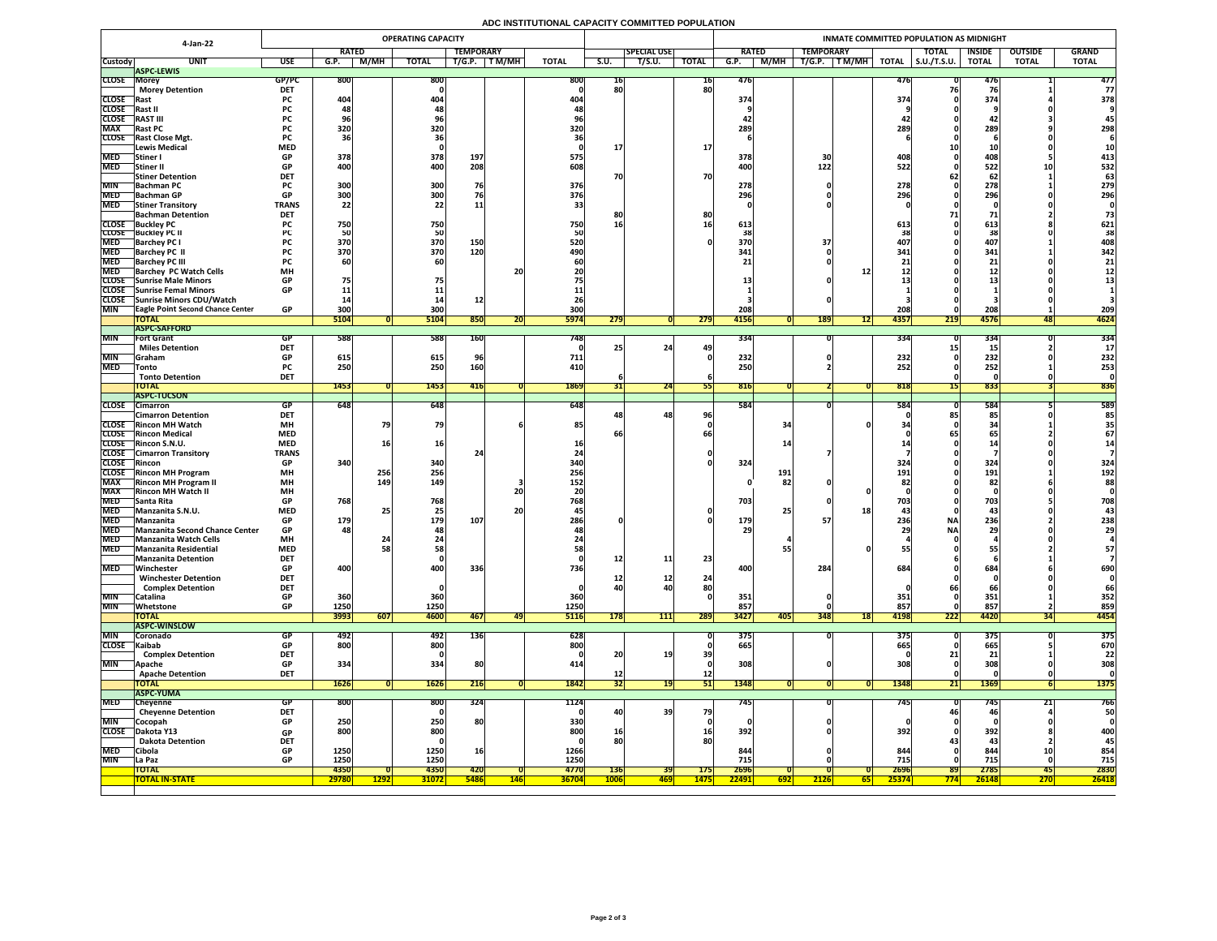# ADC INSTITUTIONAL CAPACITY COMMITTED POPULATION

| 4-Jan-22 | | | OPERATING CAPACITY | | | | | | | | | | INMATE COMMITTED POPULATION AS MIDNIGHT | | | | | | | | | |
|---|---|---|---|---|---|---|---|---|---|---|---|---|---|---|---|---|---|---|---|---|---|---|
| | | | RATED | | | TEMPORARY | | | | SPECIAL USE | | | RATED | | TEMPORARY | | | TOTAL | INSIDE | OUTSIDE | GRAND |
| Custody | UNIT | USE | G.P. | M/MH | TOTAL | T/G.P. | T M/MH | TOTAL | S.U. | T/S.U. | TOTAL | G.P. | M/MH | T/G.P. | T M/MH | TOTAL | S.U./T.S.U. | TOTAL | TOTAL | TOTAL |
| | **ASPC-LEWIS** | | | | | | | | | | | | | | | | | | | |
| CLOSE | Morey | GP/PC | 800 | | 800 | | | 800 | 16 | | 16 | 476 | | | | 476 | 0 | 476 | 1 | 477 |
| | Morey Detention | DET | | | 0 | | | 0 | 80 | | 80 | | | | | | 76 | 76 | 1 | 77 |
| CLOSE | Rast | PC | 404 | | 404 | | | 404 | | | | 374 | | | | 374 | 0 | 374 | 4 | 378 |
| CLOSE | Rast II | PC | 48 | | 48 | | | 48 | | | | 9 | | | | 9 | 0 | 9 | 0 | 9 |
| CLOSE | RAST III | PC | 96 | | 96 | | | 96 | | | | 42 | | | | 42 | 0 | 42 | 3 | 45 |
| MAX | Rast PC | PC | 320 | | 320 | | | 320 | | | | 289 | | | | 289 | 0 | 289 | 9 | 298 |
| CLOSE | Rast Close Mgt. | PC | 36 | | 36 | | | 36 | | | | 6 | | | | 6 | 0 | 6 | 0 | 6 |
| | Lewis Medical | MED | | | 0 | | | 0 | 17 | | 17 | | | | | | 10 | 10 | 0 | 10 |
| MED | Stiner I | GP | 378 | | 378 | 197 | | 575 | | | | 378 | | 30 | | 408 | 0 | 408 | 5 | 413 |
| MED | Stiner II | GP | 400 | | 400 | 208 | | 608 | | | | 400 | | 122 | | 522 | 0 | 522 | 10 | 532 |
| | Stiner Detention | DET | | | | | | | 70 | | 70 | | | | | | 62 | 62 | 1 | 63 |
| MIN | Bachman PC | PC | 300 | | 300 | 76 | | 376 | | | | 278 | | 0 | | 278 | 0 | 278 | 1 | 279 |
| MED | Bachman GP | GP | 300 | | 300 | 76 | | 376 | | | | 296 | | 0 | | 296 | 0 | 296 | 0 | 296 |
| MED | Stiner Transitory | TRANS | 22 | | 22 | 11 | | 33 | | | | 0 | | 0 | | 0 | 0 | 0 | 0 | 0 |
| | Bachman Detention | DET | | | | | | | 80 | | 80 | | | | | | 71 | 71 | 2 | 73 |
| CLOSE | Buckley PC | PC | 750 | | 750 | | | 750 | 16 | | 16 | 613 | | | | 613 | 0 | 613 | 8 | 621 |
| CLOSE | Buckley PC II | PC | 50 | | 50 | | | 50 | | | | 38 | | | | 38 | 0 | 38 | 0 | 38 |
| MED | Barchey PC I | PC | 370 | | 370 | 150 | | 520 | | | 0 | 370 | | 37 | | 407 | 0 | 407 | 1 | 408 |
| MED | Barchey PC II | PC | 370 | | 370 | 120 | | 490 | | | | 341 | | 0 | | 341 | 0 | 341 | 1 | 342 |
| MED | Barchey PC III | PC | 60 | | 60 | | | 60 | | | | 21 | | 0 | | 21 | 0 | 21 | 0 | 21 |
| MED | Barchey PC Watch Cells | MH | | | | | 20 | 20 | | | | | | | 12 | 12 | 0 | 12 | 0 | 12 |
| CLOSE | Sunrise Male Minors | GP | 75 | | 75 | | | 75 | | | | 13 | | 0 | | 13 | 0 | 13 | 0 | 13 |
| CLOSE | Sunrise Femal Minors | GP | 11 | | 11 | | | 11 | | | | 1 | | | | 1 | 0 | 1 | 0 | 1 |
| CLOSE | Sunrise Minors CDU/Watch | | 14 | | 14 | 12 | | 26 | | | | 3 | | 0 | | 3 | 0 | 3 | 0 | 3 |
| MIN | Eagle Point Second Chance Center | GP | 300 | | 300 | | | 300 | | | | 208 | | | | 208 | 0 | 208 | 1 | 209 |
| | **TOTAL** | | 5104 | 0 | 5104 | 850 | 20 | 5974 | 279 | 0 | 279 | 4156 | 0 | 189 | 12 | 4357 | 219 | 4576 | 48 | 4624 |
| | **ASPC-SAFFORD** | | | | | | | | | | | | | | | | | | | |
| MIN | Fort Grant | GP | 588 | | 588 | 160 | | 748 | | | | 334 | | 0 | | 334 | 0 | 334 | 0 | 334 |
| | Miles Detention | DET | | | | | | 0 | 25 | 24 | 49 | | | | | | 15 | 15 | 2 | 17 |
| MIN | Graham | GP | 615 | | 615 | 96 | | 711 | | | 0 | 232 | | 0 | | 232 | 0 | 232 | 0 | 232 |
| MED | Tonto | PC | 250 | | 250 | 160 | | 410 | | | | 250 | | 2 | | 252 | 0 | 252 | 1 | 253 |
| | Tonto Detention | DET | | | | | | | 6 | | 6 | | | | | | 0 | 0 | 0 | 0 |
| | **TOTAL** | | 1453 | 0 | 1453 | 416 | 0 | 1869 | 31 | 24 | 55 | 816 | 0 | 2 | 0 | 818 | 15 | 833 | 3 | 836 |
| | **ASPC-TUCSON** | | | | | | | | | | | | | | | | | | | |
| CLOSE | Cimarron | GP | 648 | | 648 | | | 648 | | | | 584 | | 0 | | 584 | 0 | 584 | 5 | 589 |
| | Cimarron Detention | DET | | | | | | | 48 | 48 | 96 | | | | | 0 | 85 | 85 | 0 | 85 |
| CLOSE | Rincon MH Watch | MH | | 79 | 79 | | 6 | 85 | | | 0 | | 34 | | 0 | 34 | 0 | 34 | 1 | 35 |
| CLOSE | Rincon Medical | MED | | | | | | | 66 | | 66 | | | | | 0 | 65 | 65 | 2 | 67 |
| CLOSE | Rincon S.N.U. | MED | | 16 | 16 | | | 16 | | | | | 14 | | | 14 | 0 | 14 | 0 | 14 |
| CLOSE | Cimarron Transitory | TRANS | | | | 24 | | 24 | | | 0 | | | 7 | | 7 | 0 | 7 | 0 | 7 |
| CLOSE | Rincon | GP | 340 | | 340 | | | 340 | | | 0 | 324 | | | | 324 | 0 | 324 | 0 | 324 |
| CLOSE | Rincon MH Program | MH | | 256 | 256 | | | 256 | | | | | 191 | | | 191 | 0 | 191 | 1 | 192 |
| MAX | Rincon MH Program II | MH | | 149 | 149 | | 3 | 152 | | | | 0 | 82 | 0 | | 82 | 0 | 82 | 6 | 88 |
| MAX | Rincon MH Watch II | MH | | | | | 20 | 20 | | | | | | | 0 | 0 | 0 | 0 | 0 | 0 |
| MED | Santa Rita | GP | 768 | | 768 | | | 768 | | | | 703 | | 0 | | 703 | 0 | 703 | 5 | 708 |
| MED | Manzanita S.N.U. | MED | | 25 | 25 | | 20 | 45 | | | 0 | | 25 | | 18 | 43 | 0 | 43 | 0 | 43 |
| MED | Manzanita | GP | 179 | | 179 | 107 | | 286 | 0 | | 0 | 179 | | 57 | | 236 | NA | 236 | 2 | 238 |
| MED | Manzanita Second Chance Center | GP | 48 | | 48 | | | 48 | | | | 29 | | | | 29 | NA | 29 | 0 | 29 |
| MED | Manzanita Watch Cells | MH | | 24 | 24 | | | 24 | | | | | 4 | | | 4 | 0 | 4 | 0 | 4 |
| MED | Manzanita Residential | MED | | 58 | 58 | | | 58 | | | | | 55 | | 0 | 55 | 0 | 55 | 2 | 57 |
| | Manzanita Detention | DET | | | 0 | | | 0 | 12 | 11 | 23 | | | | | | 6 | 6 | 1 | 7 |
| MED | Winchester | GP | 400 | | 400 | 336 | | 736 | | | | 400 | | 284 | | 684 | 0 | 684 | 6 | 690 |
| | Winchester Detention | DET | | | | | | | 12 | 12 | 24 | | | | | | 0 | 0 | 0 | 0 |
| | Complex Detention | DET | | | 0 | | | 0 | 40 | 40 | 80 | | | | | 0 | 66 | 66 | 0 | 66 |
| MIN | Catalina | GP | 360 | | 360 | | | 360 | | | 0 | 351 | | 0 | | 351 | 0 | 351 | 1 | 352 |
| MIN | Whetstone | GP | 1250 | | 1250 | | | 1250 | | | | 857 | | 0 | | 857 | 0 | 857 | 2 | 859 |
| | **TOTAL** | | 3993 | 607 | 4600 | 467 | 49 | 5116 | 178 | 111 | 289 | 3427 | 405 | 348 | 18 | 4198 | 222 | 4420 | 34 | 4454 |
| | **ASPC-WINSLOW** | | | | | | | | | | | | | | | | | | | |
| MIN | Coronado | GP | 492 | | 492 | 136 | | 628 | | | 0 | 375 | | 0 | | 375 | 0 | 375 | 0 | 375 |
| CLOSE | Kaibab | GP | 800 | | 800 | | | 800 | | | 0 | 665 | | | | 665 | 0 | 665 | 5 | 670 |
| | Complex Detention | DET | | | 0 | | | 0 | 20 | 19 | 39 | | | | | 0 | 21 | 21 | 1 | 22 |
| MIN | Apache | GP | 334 | | 334 | 80 | | 414 | | | 0 | 308 | | 0 | | 308 | 0 | 308 | 0 | 308 |
| | Apache Detention | DET | | | | | | | 12 | | 12 | | | | | | 0 | 0 | 0 | 0 |
| | **TOTAL** | | 1626 | 0 | 1626 | 216 | 0 | 1842 | 32 | 19 | 51 | 1348 | 0 | 0 | 0 | 1348 | 21 | 1369 | 6 | 1375 |
| | **ASPC-YUMA** | | | | | | | | | | | | | | | | | | | |
| MED | Cheyenne | GP | 800 | | 800 | 324 | | 1124 | | | | 745 | | 0 | | 745 | 0 | 745 | 21 | 766 |
| | Cheyenne Detention | DET | | | 0 | | | 0 | 40 | 39 | 79 | | | | | | 46 | 46 | 4 | 50 |
| MIN | Cocopah | GP | 250 | | 250 | 80 | | 330 | | | 0 | 0 | | 0 | | 0 | 0 | 0 | 0 | 0 |
| CLOSE | Dakota Y13 | GP | 800 | | 800 | | | 800 | 16 | | 16 | 392 | | 0 | | 392 | 0 | 392 | 8 | 400 |
| | Dakota Detention | DET | | | 0 | | | 0 | 80 | | 80 | | | | | | 43 | 43 | 2 | 45 |
| MED | Cibola | GP | 1250 | | 1250 | 16 | | 1266 | | | | 844 | | 0 | | 844 | 0 | 844 | 10 | 854 |
| MIN | La Paz | GP | 1250 | | 1250 | | | 1250 | | | | 715 | | 0 | | 715 | 0 | 715 | 0 | 715 |
| | **TOTAL** | | 4350 | 0 | 4350 | 420 | 0 | 4770 | 136 | 39 | 175 | 2696 | 0 | 0 | 0 | 2696 | 89 | 2785 | 45 | 2830 |
| | **TOTAL IN-STATE** | | 29780 | 1292 | 31072 | 5486 | 146 | 36704 | 1006 | 469 | 1475 | 22491 | 692 | 2126 | 65 | 25374 | 774 | 26148 | 270 | 26418 |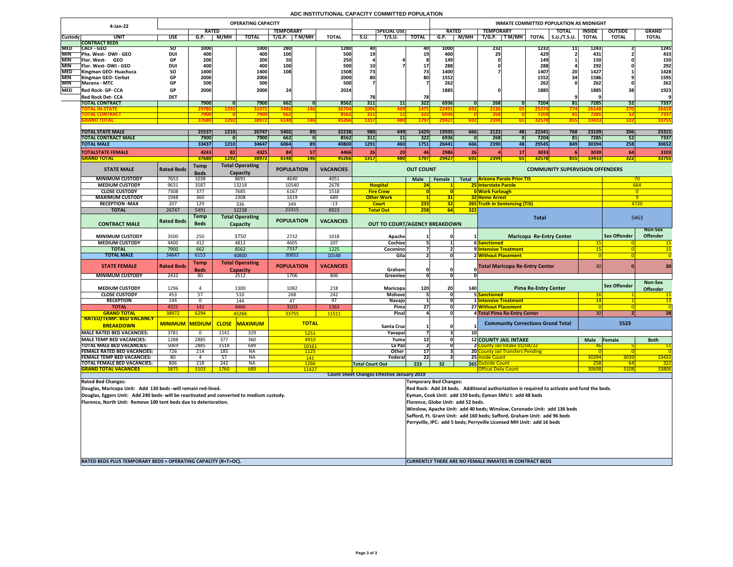# ADC INSTITUTIONAL CAPACITY COMMITTED POPULATION

| 4-Jan-22 | | | OPERATING CAPACITY | | | | | | | | | INMATE COMMITTED POPULATION AS MIDNIGHT | | | | | | | | | |
|---|---|---|---|---|---|---|---|---|---|---|---|---|---|---|---|---|---|---|---|---|---|
| | | | RATED | | | TEMPORARY | | | | SPECIAL USE | | RATED | | TEMPORARY | | | TOTAL | INSIDE | OUTSIDE | GRAND |
| Custody | UNIT | USE | G.P. | M/MH | TOTAL | T/G.P. | T M/MH | TOTAL | S.U. | T/S.U. | TOTAL | G.P. | M/MH | T/G.P. | T M/MH | TOTAL | S.U./T.S.U. | TOTAL | TOTAL | TOTAL |
| | CONTRACT BEDS | | | | | | | | | | | | | | | | | | | |
| MED | CACF - GEO | SO | 1000 | | 1000 | 280 | | 1280 | 40 | | 40 | 1000 | | 232 | | 1232 | 11 | 1243 | 2 | 1245 |
| MIN | Phx. West- DWI - GEO | DUI | 400 | | 400 | 100 | | 500 | 19 | | 19 | 400 | | 29 | | 429 | 2 | 431 | 2 | 433 |
| MIN | Flor. West- GEO | GP | 200 | | 200 | 50 | | 250 | 4 | 4 | 8 | 149 | | 0 | | 149 | 1 | 150 | 0 | 150 |
| MIN | Flor. West- DWI - GEO | DUI | 400 | | 400 | 100 | | 500 | 10 | 7 | 17 | 288 | | 0 | | 288 | 4 | 292 | 0 | 292 |
| MED | Kingman GEO- Huachuca | SO | 1400 | | 1400 | 108 | | 1508 | 73 | | 73 | 1400 | | 7 | | 1407 | 20 | 1427 | 1 | 1428 |
| MIN | Kingman GEO- Cerbat | GP | 2000 | | 2000 | | | 2000 | 80 | | 80 | 1552 | | | | 1552 | 34 | 1586 | 9 | 1595 |
| MIN | Marana - MTC | GP | 500 | | 500 | | | 500 | 7 | | 7 | 262 | | | | 262 | 0 | 262 | 0 | 262 |
| MED | Red Rock- GP- CCA | GP | 2000 | | 2000 | 24 | | 2024 | | | | 1885 | | 0 | | 1885 | | 1885 | 38 | 1923 |
| | Red Rock Det- CCA | DET | | | | | | | 78 | | 78 | | | | | | 9 | 9 | | 9 |
| | TOTAL CONTRACT | | 7900 | 0 | 7900 | 662 | 0 | 8562 | 311 | 11 | 322 | 6936 | 0 | 268 | 0 | 7204 | 81 | 7285 | 52 | 7337 |
| | TOTAL IN-STATE | | 29780 | 1292 | 31072 | 5486 | 146 | 36704 | 1006 | 469 | 1475 | 22491 | 692 | 2126 | 65 | 25374 | 774 | 26148 | 270 | 26418 |
| | TOTAL CONTRACT | | 7900 | 0 | 7900 | 662 | | 8562 | 311 | 11 | 322 | 6936 | 0 | 268 | 0 | 7204 | 81 | 7285 | 52 | 7337 |
| | GRAND TOTAL | | 37680 | 1292 | 38972 | 6148 | 146 | 45266 | 1317 | 480 | 1797 | 29427 | 692 | 2394 | 65 | 32578 | 855 | 33433 | 322 | 33755 |
| | TOTAL STATE MALE | | 25537 | 1210 | 26747 | 5402 | 89 | 32238 | 980 | 449 | 1429 | 19505 | 666 | 2122 | 48 | 22341 | 768 | 23109 | 206 | 23315 |
| | TOTAL CONTRACT MALE | | 7900 | 0 | 7900 | 662 | 0 | 8562 | 311 | 11 | 322 | 6936 | 0 | 268 | 0 | 7204 | 81 | 7285 | 52 | 7337 |
| | TOTAL MALE | | 33437 | 1210 | 34647 | 6064 | 89 | 40800 | 1291 | 460 | 1751 | 26441 | 666 | 2390 | 48 | 29545 | 849 | 30394 | 258 | 30652 |
| | TOTALSTATE FEMALE | | 4243 | 82 | 4325 | 84 | 57 | 4466 | 26 | 20 | 46 | 2986 | 26 | 4 | 17 | 3033 | 6 | 3039 | 64 | 3103 |
| | GRAND TOTAL | | 37680 | 1292 | 38972 | 6148 | 146 | 45266 | 1317 | 480 | 1797 | 29427 | 692 | 2394 | 65 | 32578 | 855 | 33433 | 322 | 33755 |

| STATE MALE | Rated Beds | Temp Beds | Total Operating Capacity | POPULATION | VACANCIES |
|---|---|---|---|---|---|
| MINIMUM CUSTODY | 7653 | 1038 | 8691 | 4640 | 4051 |
| MEDIUM CUSTODY | 9631 | 3587 | 13218 | 10540 | 2678 |
| CLOSE CUSTODY | 7308 | 377 | 7685 | 6167 | 1518 |
| MAXIMUM CUSTODY | 1948 | 360 | 2308 | 1619 | 689 |
| RECEPTION -MAX | 207 | 129 | 336 | 349 | -13 |
| TOTAL | 26747 | 5491 | 32238 | 23315 | 8923 |
| **CONTRACT MALE** | **Rated Beds** | **Temp Beds** | **Total Operating Capacity** | **POPULATION** | **VACANCIES** |
| MINIMUM CUSTODY | 3500 | 250 | 3750 | 2732 | 1018 |
| MEDIUM CUSTODY | 4400 | 412 | 4812 | 4605 | 207 |
| TOTAL | 7900 | 662 | 8562 | 7337 | 1225 |
| TOTAL MALE | 34647 | 6153 | 40800 | 30652 | 10148 |
| **STATE FEMALE** | **Rated Beds** | **Temp Beds** | **Total Operating Capacity** | **POPULATION** | **VACANCIES** |
| MINIMUM CUSTODY | 2432 | 80 | 2512 | 1706 | 806 |
| MEDIUM CUSTODY | 1296 | 4 | 1300 | 1082 | 218 |
| CLOSE CUSTODY | 453 | 57 | 510 | 268 | 242 |
| RECEPTION | 144 | 0 | 144 | 47 | 97 |
| TOTAL | 4325 | 141 | 4466 | 3103 | 1363 |
| GRAND TOTAL | 38972 | 6294 | 45266 | 33755 | 11511 |

| RATED/TEMP. BED VACANCY BREAKDOWN | MINIMUM | MEDIUM | CLOSE | MAXIMUM | TOTAL |
|---|---|---|---|---|---|
| MALE RATED BED VACANCIES: | 3781 | 0 | 1141 | 329 | 5251 |
| MALE TEMP BED VACANCIES: | 1288 | 2885 | 377 | 360 | 4910 |
| TOTAL MALE BED VACANCIES: | 5069 | 2885 | 1518 | 689 | 10161 |
| FEMALE RATED BED VACANCIES: | 726 | 214 | 185 | NA | 1125 |
| FEMALE TEMP BED VACANCIES: | 80 | 4 | 57 | NA | 141 |
| TOTAL FEMALE BED VACANCIES: | 806 | 218 | 242 | NA | 1266 |
| GRAND TOTAL VACANCIES | 5875 | 3103 | 1760 | 689 | 11427 |

| OUT COUNT | Male | Female | Total |
|---|---|---|---|
| Hospital | 24 | 1 | 25 |
| Fire Crew | 0 | 0 | 0 |
| Other Work | 1 | 31 | 32 |
| Court | 233 | 32 | 265 |
| Total Out | 258 | 64 | 322 |

| OUT TO COURT/AGENCY BREAKDOWN | | | |
|---|---|---|---|
| Apache | 1 | 0 | 1 |
| Cochise | 5 | 1 | 6 |
| Coconino | 7 | 2 | 9 |
| Gila | 2 | 0 | 2 |
| Graham | 0 | 0 | 0 |
| Greenlee | 0 | 0 | 0 |
| Maricopa | 120 | 20 | 140 |
| Mohave | 5 | 0 | 5 |
| Navajo | 1 | 0 | 1 |
| Pima | 27 | 0 | 27 |
| Pinal | 4 | 0 | 4 |
| Santa Cruz | 1 | 0 | 1 |
| Yavapai | 7 | 3 | 10 |
| Yuma | 12 | 0 | 12 |
| La Paz | 2 | 0 | 2 |
| Other | 17 | 3 | 20 |
| Federal | 22 | 3 | 25 |
| Total Court Out | 233 | 32 | 265 |

| COMMUNITY SUPERVISION OFFENDERS | |
|---|---|
| Arizona Parole Prior TIS | 70 |
| Interstate Parole | 664 |
| Work Furlough | 0 |
| Home Arrest | 9 |
| Truth In Sentencing (TIS) | 4720 |
| Total | 5463 |

| Maricopa Re-Entry Center | | Sex Offender | Non-Sex Offender |
|---|---|---|---|
| Sanctioned | 15 | 0 | 15 |
| Intensive Treatment | 15 | 0 | 15 |
| Without Placement | 0 | 0 | 0 |
| Total Maricopa Re-Entry Center | 30 | 0 | 30 |

| Pima Re-Entry Center | | Sex Offender | Non-Sex Offender |
|---|---|---|---|
| Sanctioned | 16 | 1 | 15 |
| Intensive Treatment | 14 | 1 | 13 |
| Without Placement | 0 | 0 | 0 |
| Total Pima Re-Entry Center | 30 | 2 | 28 |

| Community Corrections Grand Total | 5523 |
|---|---|

| COUNTY JAIL INTAKE | Male | Female | Both |
|---|---|---|---|
| County Jail Intake 01/04/22 | 46 | 5 | 51 |
| County Jail Transfers Pending | 0 | 0 | 0 |
| Inside Count | 30394 | 3039 | 33433 |
| Outside Count | 258 | 64 | 322 |
| Offical Daily Count | 30698 | 3108 | 33806 |

Count Sheet Changes Effective January 2019

**Rated Bed Changes:**

Douglas, Maricopa Unit: Add 130 beds -will remain red-lined.

Douglas, Eggers Unit: Add 240 beds- will be reactivated and converted to medium custody.

Florence, North Unit: Remove 100 tent beds due to deterioration.

**Temporary Bed Changes:**

Red Rock: Add 24 beds. Additional authorization is required to activate and fund the beds.

Eyman, Cook Unit: add 159 beds; Eyman SMU I: add 48 beds

Florence, Globe Unit: add 52 beds.

Winslow, Apache Unit: add 40 beds; Winslow, Coronado Unit: add 136 beds

Safford, Ft. Grant Unit: add 160 beds; Safford, Graham Unit: add 96 beds

Perryville, IPC: add 5 beds; Perryville Licensed MH Unit: add 16 beds

RATED BEDS PLUS TEMPORARY BEDS = OPERATING CAPACITY (R+T=OC).

CURRENTLY THERE ARE NO FEMALE INMATES IN CONTRACT BEDS